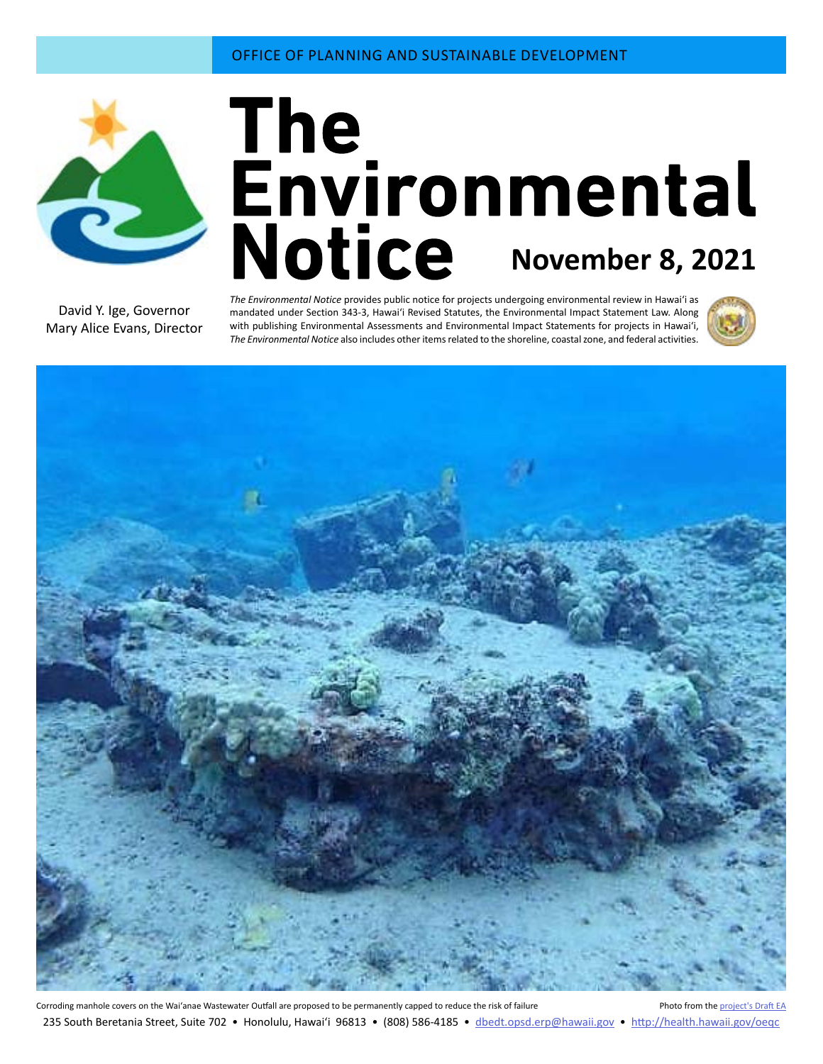OFFICE OF PLANNING AND SUSTAINABLE DEVELOPMENT

# The Environmental Notice

**November 8, 2021**

David Y. Ige, Governor
Mary Alice Evans, Director

*The Environmental Notice* provides public notice for projects undergoing environmental review in Hawaiʻi as mandated under Section 343-3, Hawaiʻi Revised Statutes, the Environmental Impact Statement Law. Along with publishing Environmental Assessments and Environmental Impact Statements for projects in Hawaiʻi, *The Environmental Notice* also includes other items related to the shoreline, coastal zone, and federal activities.

Corroding manhole covers on the Waiʻanae Wastewater Outfall are proposed to be permanently capped to reduce the risk of failure

Photo from the [project's Draft EA]

235 South Beretania Street, Suite 702 • Honolulu, Hawaiʻi 96813 • (808) 586-4185 • dbedt.opsd.erp@hawaii.gov • http://health.hawaii.gov/oeqc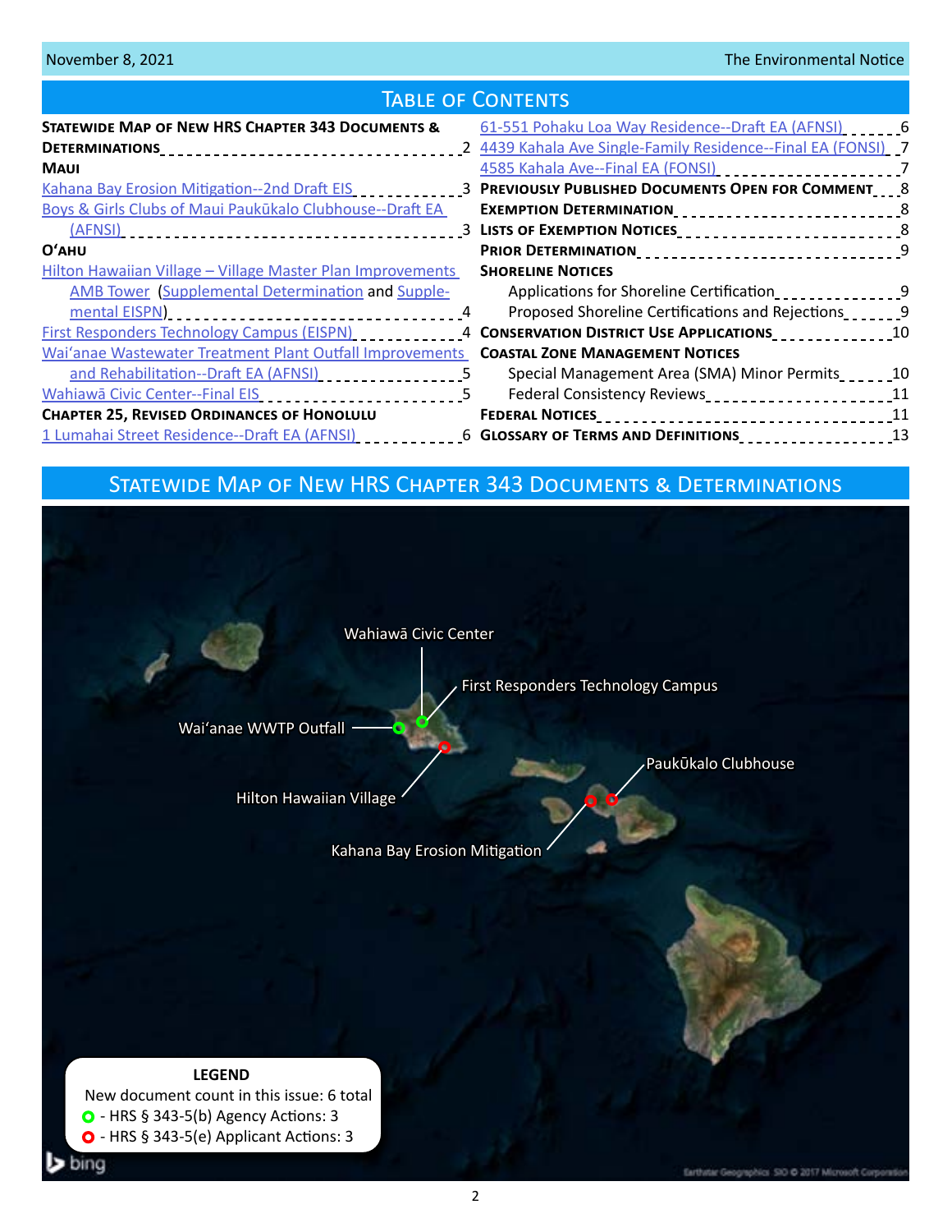# Table of Contents

**Statewide Map of New HRS Chapter 343 Documents & Determinations** 2

**Maui**

- Kahana Bay Erosion Mitigation--2nd Draft EIS 3
- Boys & Girls Clubs of Maui Paukūkalo Clubhouse--Draft EA (AFNSI) 3

**O'ahu**

- Hilton Hawaiian Village – Village Master Plan Improvements AMB Tower (Supplemental Determination and Supplemental EISPN) 4
- First Responders Technology Campus (EISPN) 4
- Wai'anae Wastewater Treatment Plant Outfall Improvements and Rehabilitation--Draft EA (AFNSI) 5
- Wahiawā Civic Center--Final EIS 5

**Chapter 25, Revised Ordinances of Honolulu**

- 1 Lumahai Street Residence--Draft EA (AFNSI) 6
- 61-551 Pohaku Loa Way Residence--Draft EA (AFNSI) 6
- 4439 Kahala Ave Single-Family Residence--Final EA (FONSI) 7
- 4585 Kahala Ave--Final EA (FONSI) 7

**Previously Published Documents Open for Comment** 8

**Exemption Determination** 8

**Lists of Exemption Notices** 8

**Prior Determination** 9

**Shoreline Notices**

- Applications for Shoreline Certification 9
- Proposed Shoreline Certifications and Rejections 9

**Conservation District Use Applications** 10

**Coastal Zone Management Notices**

- Special Management Area (SMA) Minor Permits 10
- Federal Consistency Reviews 11

**Federal Notices** 11

**Glossary of Terms and Definitions** 13

# Statewide Map of New HRS Chapter 343 Documents & Determinations

Map labels: Wahiawā Civic Center; First Responders Technology Campus; Wai'anae WWTP Outfall; Hilton Hawaiian Village; Paukūkalo Clubhouse; Kahana Bay Erosion Mitigation

**LEGEND**

New document count in this issue: 6 total

- HRS § 343-5(b) Agency Actions: 3
- HRS § 343-5(e) Applicant Actions: 3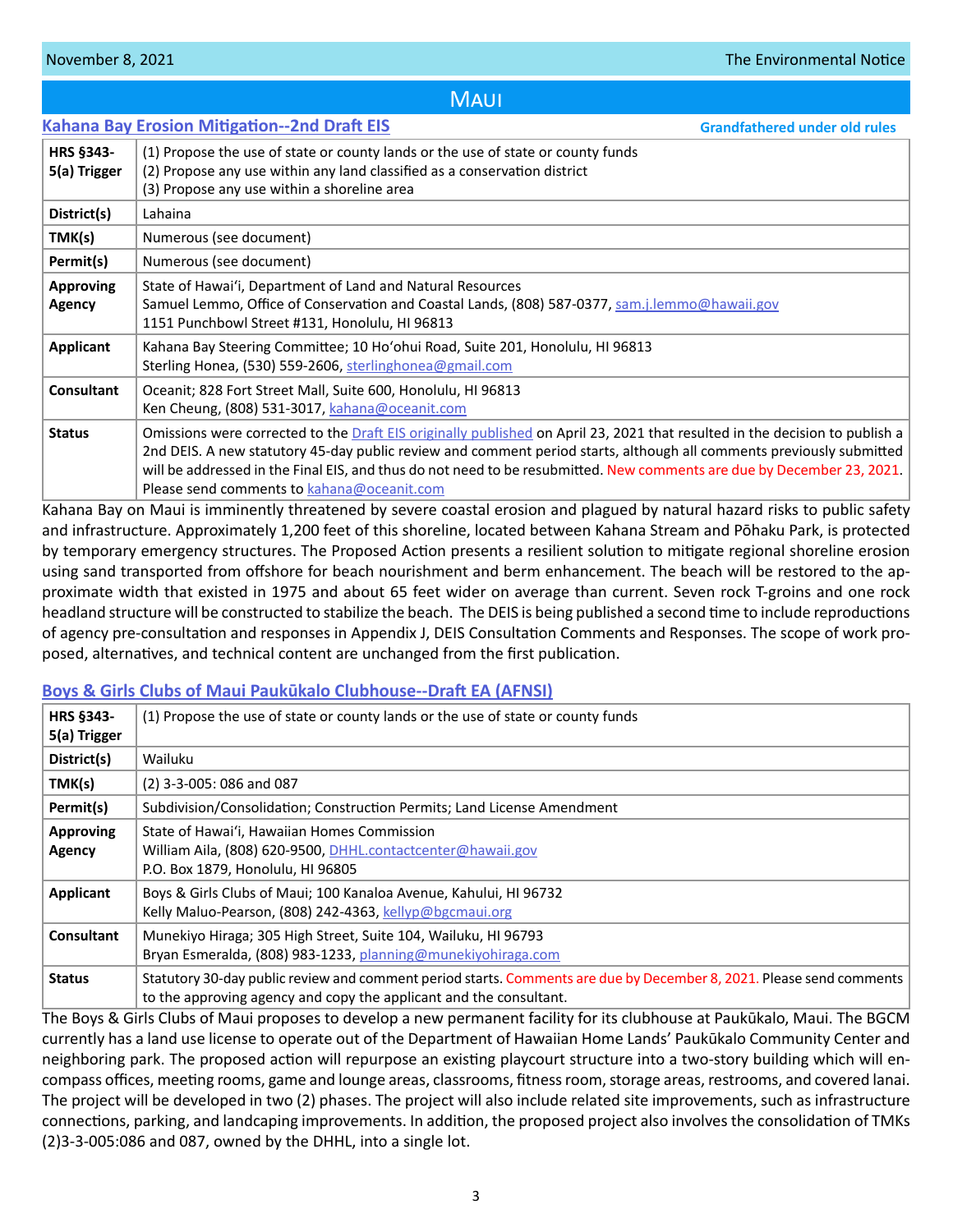# Maui

## Kahana Bay Erosion Mitigation--2nd Draft EIS

**Grandfathered under old rules**

| | |
|---|---|
| **HRS §343-5(a) Trigger** | (1) Propose the use of state or county lands or the use of state or county funds<br>(2) Propose any use within any land classified as a conservation district<br>(3) Propose any use within a shoreline area |
| **District(s)** | Lahaina |
| **TMK(s)** | Numerous (see document) |
| **Permit(s)** | Numerous (see document) |
| **Approving Agency** | State of Hawaiʻi, Department of Land and Natural Resources<br>Samuel Lemmo, Office of Conservation and Coastal Lands, (808) 587-0377, sam.j.lemmo@hawaii.gov<br>1151 Punchbowl Street #131, Honolulu, HI 96813 |
| **Applicant** | Kahana Bay Steering Committee; 10 Hoʻohui Road, Suite 201, Honolulu, HI 96813<br>Sterling Honea, (530) 559-2606, sterlinghonea@gmail.com |
| **Consultant** | Oceanit; 828 Fort Street Mall, Suite 600, Honolulu, HI 96813<br>Ken Cheung, (808) 531-3017, kahana@oceanit.com |
| **Status** | Omissions were corrected to the Draft EIS originally published on April 23, 2021 that resulted in the decision to publish a 2nd DEIS. A new statutory 45-day public review and comment period starts, although all comments previously submitted will be addressed in the Final EIS, and thus do not need to be resubmitted. New comments are due by December 23, 2021. Please send comments to kahana@oceanit.com |

Kahana Bay on Maui is imminently threatened by severe coastal erosion and plagued by natural hazard risks to public safety and infrastructure. Approximately 1,200 feet of this shoreline, located between Kahana Stream and Pōhaku Park, is protected by temporary emergency structures. The Proposed Action presents a resilient solution to mitigate regional shoreline erosion using sand transported from offshore for beach nourishment and berm enhancement. The beach will be restored to the approximate width that existed in 1975 and about 65 feet wider on average than current. Seven rock T-groins and one rock headland structure will be constructed to stabilize the beach. The DEIS is being published a second time to include reproductions of agency pre-consultation and responses in Appendix J, DEIS Consultation Comments and Responses. The scope of work proposed, alternatives, and technical content are unchanged from the first publication.

## Boys & Girls Clubs of Maui Paukūkalo Clubhouse--Draft EA (AFNSI)

| | |
|---|---|
| **HRS §343-5(a) Trigger** | (1) Propose the use of state or county lands or the use of state or county funds |
| **District(s)** | Wailuku |
| **TMK(s)** | (2) 3-3-005: 086 and 087 |
| **Permit(s)** | Subdivision/Consolidation; Construction Permits; Land License Amendment |
| **Approving Agency** | State of Hawaiʻi, Hawaiian Homes Commission<br>William Aila, (808) 620-9500, DHHL.contactcenter@hawaii.gov<br>P.O. Box 1879, Honolulu, HI 96805 |
| **Applicant** | Boys & Girls Clubs of Maui; 100 Kanaloa Avenue, Kahului, HI 96732<br>Kelly Maluo-Pearson, (808) 242-4363, kellyp@bgcmaui.org |
| **Consultant** | Munekiyo Hiraga; 305 High Street, Suite 104, Wailuku, HI 96793<br>Bryan Esmeralda, (808) 983-1233, planning@munekiyohiraga.com |
| **Status** | Statutory 30-day public review and comment period starts. Comments are due by December 8, 2021. Please send comments to the approving agency and copy the applicant and the consultant. |

The Boys & Girls Clubs of Maui proposes to develop a new permanent facility for its clubhouse at Paukūkalo, Maui. The BGCM currently has a land use license to operate out of the Department of Hawaiian Home Lands' Paukūkalo Community Center and neighboring park. The proposed action will repurpose an existing playcourt structure into a two-story building which will encompass offices, meeting rooms, game and lounge areas, classrooms, fitness room, storage areas, restrooms, and covered lanai. The project will be developed in two (2) phases. The project will also include related site improvements, such as infrastructure connections, parking, and landcaping improvements. In addition, the proposed project also involves the consolidation of TMKs (2)3-3-005:086 and 087, owned by the DHHL, into a single lot.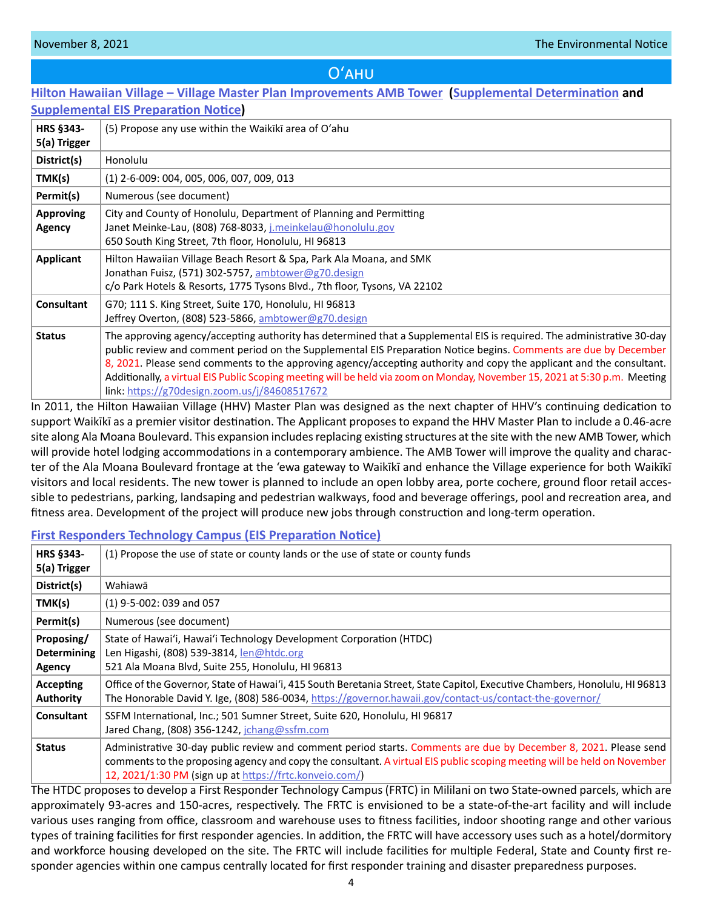## Oʻahu

### Hilton Hawaiian Village – Village Master Plan Improvements AMB Tower (Supplemental Determination and Supplemental EIS Preparation Notice)

| | |
|---|---|
| **HRS §343-5(a) Trigger** | (5) Propose any use within the Waikīkī area of Oʻahu |
| **District(s)** | Honolulu |
| **TMK(s)** | (1) 2-6-009: 004, 005, 006, 007, 009, 013 |
| **Permit(s)** | Numerous (see document) |
| **Approving Agency** | City and County of Honolulu, Department of Planning and Permitting<br>Janet Meinke-Lau, (808) 768-8033, j.meinkelau@honolulu.gov<br>650 South King Street, 7th floor, Honolulu, HI 96813 |
| **Applicant** | Hilton Hawaiian Village Beach Resort & Spa, Park Ala Moana, and SMK<br>Jonathan Fuisz, (571) 302-5757, ambtower@g70.design<br>c/o Park Hotels & Resorts, 1775 Tysons Blvd., 7th floor, Tysons, VA 22102 |
| **Consultant** | G70; 111 S. King Street, Suite 170, Honolulu, HI 96813<br>Jeffrey Overton, (808) 523-5866, ambtower@g70.design |
| **Status** | The approving agency/accepting authority has determined that a Supplemental EIS is required. The administrative 30-day public review and comment period on the Supplemental EIS Preparation Notice begins. Comments are due by December 8, 2021. Please send comments to the approving agency/accepting authority and copy the applicant and the consultant. Additionally, a virtual EIS Public Scoping meeting will be held via zoom on Monday, November 15, 2021 at 5:30 p.m. Meeting link: https://g70design.zoom.us/j/84608517672 |

In 2011, the Hilton Hawaiian Village (HHV) Master Plan was designed as the next chapter of HHV's continuing dedication to support Waikīkī as a premier visitor destination. The Applicant proposes to expand the HHV Master Plan to include a 0.46-acre site along Ala Moana Boulevard. This expansion includes replacing existing structures at the site with the new AMB Tower, which will provide hotel lodging accommodations in a contemporary ambience. The AMB Tower will improve the quality and character of the Ala Moana Boulevard frontage at the ʻewa gateway to Waikīkī and enhance the Village experience for both Waikīkī visitors and local residents. The new tower is planned to include an open lobby area, porte cochere, ground floor retail accessible to pedestrians, parking, landsaping and pedestrian walkways, food and beverage offerings, pool and recreation area, and fitness area. Development of the project will produce new jobs through construction and long-term operation.

### First Responders Technology Campus (EIS Preparation Notice)

| | |
|---|---|
| **HRS §343-5(a) Trigger** | (1) Propose the use of state or county lands or the use of state or county funds |
| **District(s)** | Wahiawā |
| **TMK(s)** | (1) 9-5-002: 039 and 057 |
| **Permit(s)** | Numerous (see document) |
| **Proposing/ Determining Agency** | State of Hawaiʻi, Hawaiʻi Technology Development Corporation (HTDC)<br>Len Higashi, (808) 539-3814, len@htdc.org<br>521 Ala Moana Blvd, Suite 255, Honolulu, HI 96813 |
| **Accepting Authority** | Office of the Governor, State of Hawaiʻi, 415 South Beretania Street, State Capitol, Executive Chambers, Honolulu, HI 96813<br>The Honorable David Y. Ige, (808) 586-0034, https://governor.hawaii.gov/contact-us/contact-the-governor/ |
| **Consultant** | SSFM International, Inc.; 501 Sumner Street, Suite 620, Honolulu, HI 96817<br>Jared Chang, (808) 356-1242, jchang@ssfm.com |
| **Status** | Administrative 30-day public review and comment period starts. Comments are due by December 8, 2021. Please send comments to the proposing agency and copy the consultant. A virtual EIS public scoping meeting will be held on November 12, 2021/1:30 PM (sign up at https://frtc.konveio.com/) |

The HTDC proposes to develop a First Responder Technology Campus (FRTC) in Mililani on two State-owned parcels, which are approximately 93-acres and 150-acres, respectively. The FRTC is envisioned to be a state-of-the-art facility and will include various uses ranging from office, classroom and warehouse uses to fitness facilities, indoor shooting range and other various types of training facilities for first responder agencies. In addition, the FRTC will have accessory uses such as a hotel/dormitory and workforce housing developed on the site. The FRTC will include facilities for multiple Federal, State and County first responder agencies within one campus centrally located for first responder training and disaster preparedness purposes.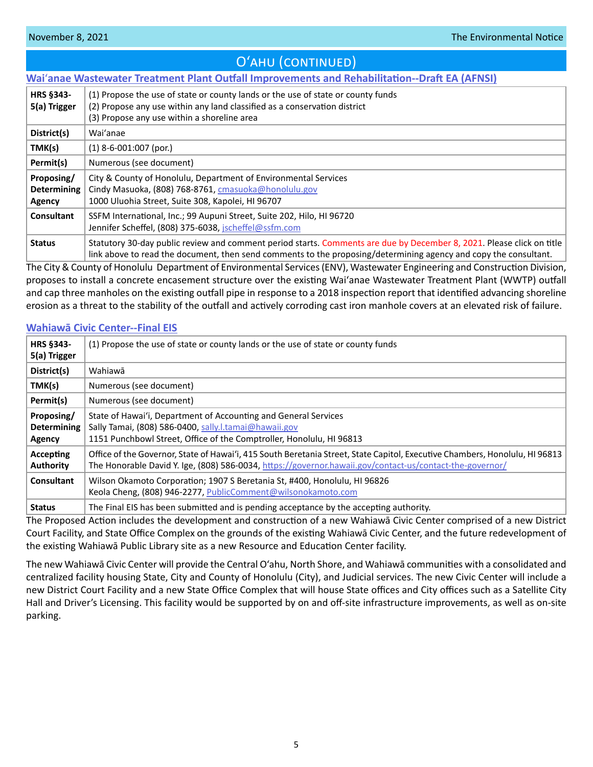## Oʻahu (Continued)

### Waiʻanae Wastewater Treatment Plant Outfall Improvements and Rehabilitation--Draft EA (AFNSI)

| | |
|---|---|
| **HRS §343-5(a) Trigger** | (1) Propose the use of state or county lands or the use of state or county funds<br>(2) Propose any use within any land classified as a conservation district<br>(3) Propose any use within a shoreline area |
| **District(s)** | Waiʻanae |
| **TMK(s)** | (1) 8-6-001:007 (por.) |
| **Permit(s)** | Numerous (see document) |
| **Proposing/ Determining Agency** | City & County of Honolulu, Department of Environmental Services<br>Cindy Masuoka, (808) 768-8761, cmasuoka@honolulu.gov<br>1000 Uluohia Street, Suite 308, Kapolei, HI 96707 |
| **Consultant** | SSFM International, Inc.; 99 Aupuni Street, Suite 202, Hilo, HI 96720<br>Jennifer Scheffel, (808) 375-6038, jscheffel@ssfm.com |
| **Status** | Statutory 30-day public review and comment period starts. Comments are due by December 8, 2021. Please click on title link above to read the document, then send comments to the proposing/determining agency and copy the consultant. |

The City & County of Honolulu Department of Environmental Services (ENV), Wastewater Engineering and Construction Division, proposes to install a concrete encasement structure over the existing Waiʻanae Wastewater Treatment Plant (WWTP) outfall and cap three manholes on the existing outfall pipe in response to a 2018 inspection report that identified advancing shoreline erosion as a threat to the stability of the outfall and actively corroding cast iron manhole covers at an elevated risk of failure.

### Wahiawā Civic Center--Final EIS

| | |
|---|---|
| **HRS §343-5(a) Trigger** | (1) Propose the use of state or county lands or the use of state or county funds |
| **District(s)** | Wahiawā |
| **TMK(s)** | Numerous (see document) |
| **Permit(s)** | Numerous (see document) |
| **Proposing/ Determining Agency** | State of Hawaiʻi, Department of Accounting and General Services<br>Sally Tamai, (808) 586-0400, sally.l.tamai@hawaii.gov<br>1151 Punchbowl Street, Office of the Comptroller, Honolulu, HI 96813 |
| **Accepting Authority** | Office of the Governor, State of Hawaiʻi, 415 South Beretania Street, State Capitol, Executive Chambers, Honolulu, HI 96813<br>The Honorable David Y. Ige, (808) 586-0034, https://governor.hawaii.gov/contact-us/contact-the-governor/ |
| **Consultant** | Wilson Okamoto Corporation; 1907 S Beretania St, #400, Honolulu, HI 96826<br>Keola Cheng, (808) 946-2277, PublicComment@wilsonokamoto.com |
| **Status** | The Final EIS has been submitted and is pending acceptance by the accepting authority. |

The Proposed Action includes the development and construction of a new Wahiawā Civic Center comprised of a new District Court Facility, and State Office Complex on the grounds of the existing Wahiawā Civic Center, and the future redevelopment of the existing Wahiawā Public Library site as a new Resource and Education Center facility.

The new Wahiawā Civic Center will provide the Central Oʻahu, North Shore, and Wahiawā communities with a consolidated and centralized facility housing State, City and County of Honolulu (City), and Judicial services. The new Civic Center will include a new District Court Facility and a new State Office Complex that will house State offices and City offices such as a Satellite City Hall and Driver's Licensing. This facility would be supported by on and off-site infrastructure improvements, as well as on-site parking.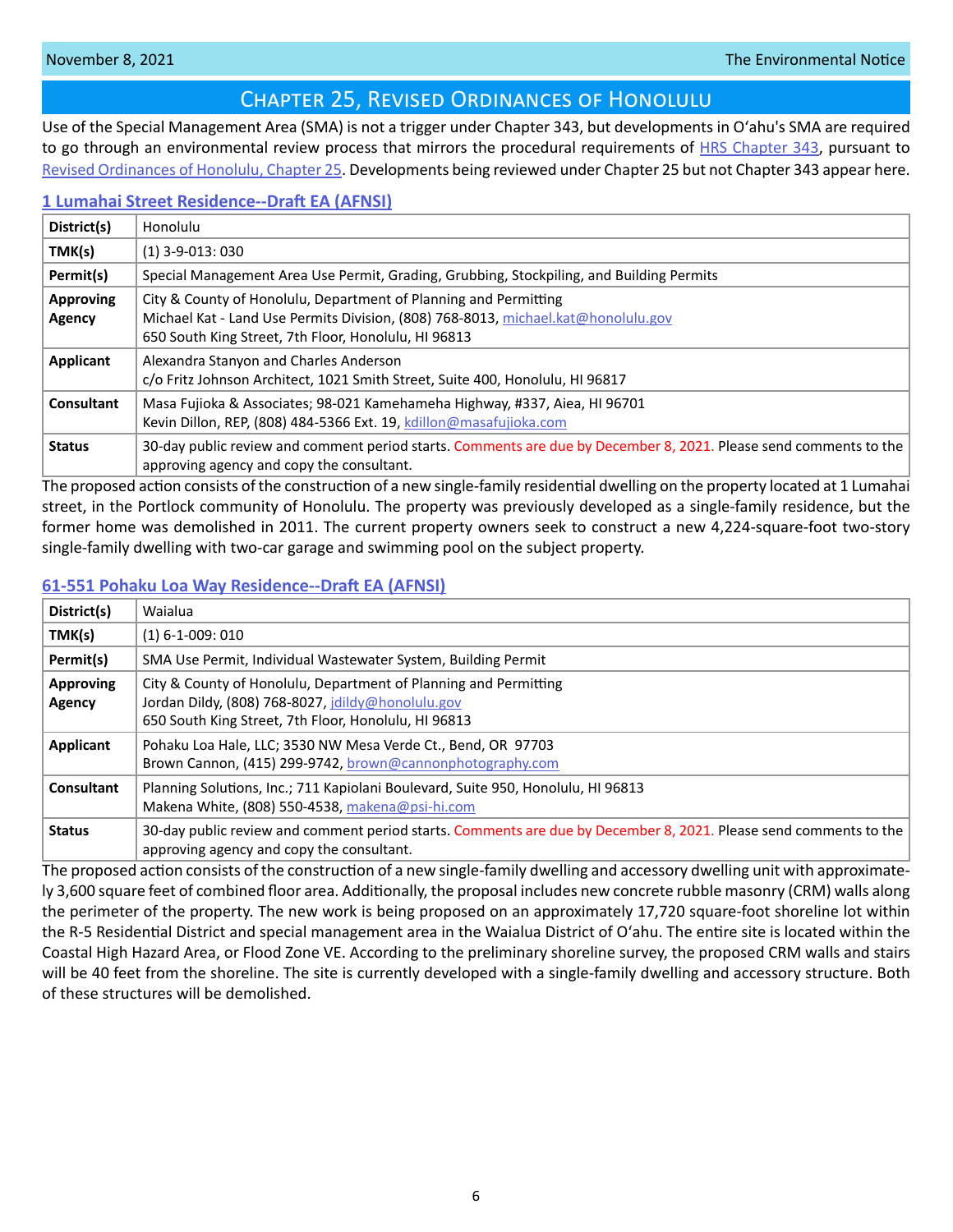## Chapter 25, Revised Ordinances of Honolulu

Use of the Special Management Area (SMA) is not a trigger under Chapter 343, but developments in Oʻahu's SMA are required to go through an environmental review process that mirrors the procedural requirements of HRS Chapter 343, pursuant to Revised Ordinances of Honolulu, Chapter 25. Developments being reviewed under Chapter 25 but not Chapter 343 appear here.

### 1 Lumahai Street Residence--Draft EA (AFNSI)

| | |
|---|---|
| **District(s)** | Honolulu |
| **TMK(s)** | (1) 3-9-013: 030 |
| **Permit(s)** | Special Management Area Use Permit, Grading, Grubbing, Stockpiling, and Building Permits |
| **Approving Agency** | City & County of Honolulu, Department of Planning and Permitting<br>Michael Kat - Land Use Permits Division, (808) 768-8013, michael.kat@honolulu.gov<br>650 South King Street, 7th Floor, Honolulu, HI 96813 |
| **Applicant** | Alexandra Stanyon and Charles Anderson<br>c/o Fritz Johnson Architect, 1021 Smith Street, Suite 400, Honolulu, HI 96817 |
| **Consultant** | Masa Fujioka & Associates; 98-021 Kamehameha Highway, #337, Aiea, HI 96701<br>Kevin Dillon, REP, (808) 484-5366 Ext. 19, kdillon@masafujioka.com |
| **Status** | 30-day public review and comment period starts. Comments are due by December 8, 2021. Please send comments to the approving agency and copy the consultant. |

The proposed action consists of the construction of a new single-family residential dwelling on the property located at 1 Lumahai street, in the Portlock community of Honolulu. The property was previously developed as a single-family residence, but the former home was demolished in 2011. The current property owners seek to construct a new 4,224-square-foot two-story single-family dwelling with two-car garage and swimming pool on the subject property.

### 61-551 Pohaku Loa Way Residence--Draft EA (AFNSI)

| | |
|---|---|
| **District(s)** | Waialua |
| **TMK(s)** | (1) 6-1-009: 010 |
| **Permit(s)** | SMA Use Permit, Individual Wastewater System, Building Permit |
| **Approving Agency** | City & County of Honolulu, Department of Planning and Permitting<br>Jordan Dildy, (808) 768-8027, jdildy@honolulu.gov<br>650 South King Street, 7th Floor, Honolulu, HI 96813 |
| **Applicant** | Pohaku Loa Hale, LLC; 3530 NW Mesa Verde Ct., Bend, OR 97703<br>Brown Cannon, (415) 299-9742, brown@cannonphotography.com |
| **Consultant** | Planning Solutions, Inc.; 711 Kapiolani Boulevard, Suite 950, Honolulu, HI 96813<br>Makena White, (808) 550-4538, makena@psi-hi.com |
| **Status** | 30-day public review and comment period starts. Comments are due by December 8, 2021. Please send comments to the approving agency and copy the consultant. |

The proposed action consists of the construction of a new single-family dwelling and accessory dwelling unit with approximately 3,600 square feet of combined floor area. Additionally, the proposal includes new concrete rubble masonry (CRM) walls along the perimeter of the property. The new work is being proposed on an approximately 17,720 square-foot shoreline lot within the R-5 Residential District and special management area in the Waialua District of Oʻahu. The entire site is located within the Coastal High Hazard Area, or Flood Zone VE. According to the preliminary shoreline survey, the proposed CRM walls and stairs will be 40 feet from the shoreline. The site is currently developed with a single-family dwelling and accessory structure. Both of these structures will be demolished.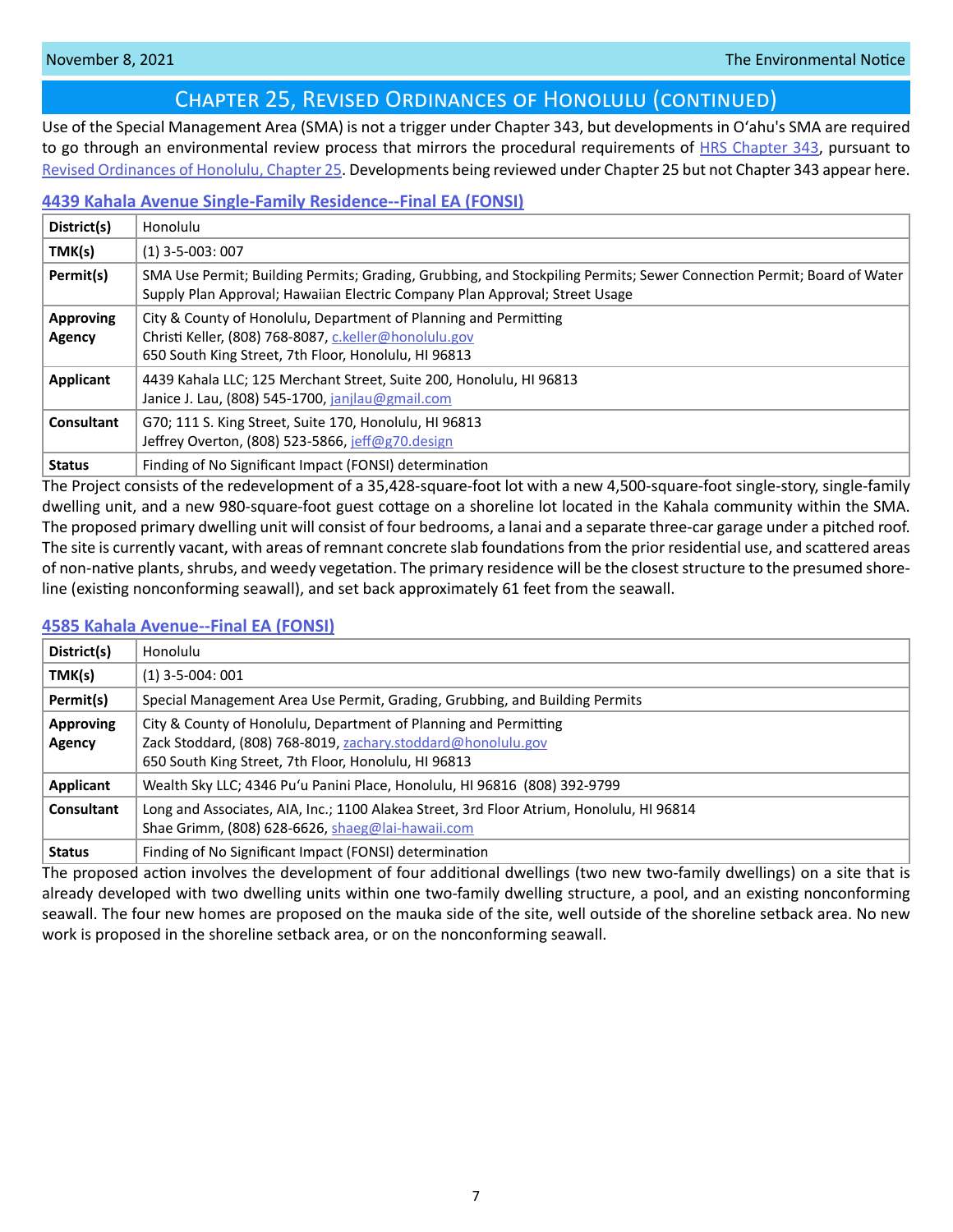## Chapter 25, Revised Ordinances of Honolulu (continued)

Use of the Special Management Area (SMA) is not a trigger under Chapter 343, but developments in Oʻahu's SMA are required to go through an environmental review process that mirrors the procedural requirements of HRS Chapter 343, pursuant to Revised Ordinances of Honolulu, Chapter 25. Developments being reviewed under Chapter 25 but not Chapter 343 appear here.

### 4439 Kahala Avenue Single-Family Residence--Final EA (FONSI)

| | |
|---|---|
| **District(s)** | Honolulu |
| **TMK(s)** | (1) 3-5-003: 007 |
| **Permit(s)** | SMA Use Permit; Building Permits; Grading, Grubbing, and Stockpiling Permits; Sewer Connection Permit; Board of Water Supply Plan Approval; Hawaiian Electric Company Plan Approval; Street Usage |
| **Approving Agency** | City & County of Honolulu, Department of Planning and Permitting<br>Christi Keller, (808) 768-8087, c.keller@honolulu.gov<br>650 South King Street, 7th Floor, Honolulu, HI 96813 |
| **Applicant** | 4439 Kahala LLC; 125 Merchant Street, Suite 200, Honolulu, HI 96813<br>Janice J. Lau, (808) 545-1700, janjlau@gmail.com |
| **Consultant** | G70; 111 S. King Street, Suite 170, Honolulu, HI 96813<br>Jeffrey Overton, (808) 523-5866, jeff@g70.design |
| **Status** | Finding of No Significant Impact (FONSI) determination |

The Project consists of the redevelopment of a 35,428-square-foot lot with a new 4,500-square-foot single-story, single-family dwelling unit, and a new 980-square-foot guest cottage on a shoreline lot located in the Kahala community within the SMA. The proposed primary dwelling unit will consist of four bedrooms, a lanai and a separate three-car garage under a pitched roof. The site is currently vacant, with areas of remnant concrete slab foundations from the prior residential use, and scattered areas of non-native plants, shrubs, and weedy vegetation. The primary residence will be the closest structure to the presumed shoreline (existing nonconforming seawall), and set back approximately 61 feet from the seawall.

### 4585 Kahala Avenue--Final EA (FONSI)

| | |
|---|---|
| **District(s)** | Honolulu |
| **TMK(s)** | (1) 3-5-004: 001 |
| **Permit(s)** | Special Management Area Use Permit, Grading, Grubbing, and Building Permits |
| **Approving Agency** | City & County of Honolulu, Department of Planning and Permitting<br>Zack Stoddard, (808) 768-8019, zachary.stoddard@honolulu.gov<br>650 South King Street, 7th Floor, Honolulu, HI 96813 |
| **Applicant** | Wealth Sky LLC; 4346 Puʻu Panini Place, Honolulu, HI 96816 (808) 392-9799 |
| **Consultant** | Long and Associates, AIA, Inc.; 1100 Alakea Street, 3rd Floor Atrium, Honolulu, HI 96814<br>Shae Grimm, (808) 628-6626, shaeg@lai-hawaii.com |
| **Status** | Finding of No Significant Impact (FONSI) determination |

The proposed action involves the development of four additional dwellings (two new two-family dwellings) on a site that is already developed with two dwelling units within one two-family dwelling structure, a pool, and an existing nonconforming seawall. The four new homes are proposed on the mauka side of the site, well outside of the shoreline setback area. No new work is proposed in the shoreline setback area, or on the nonconforming seawall.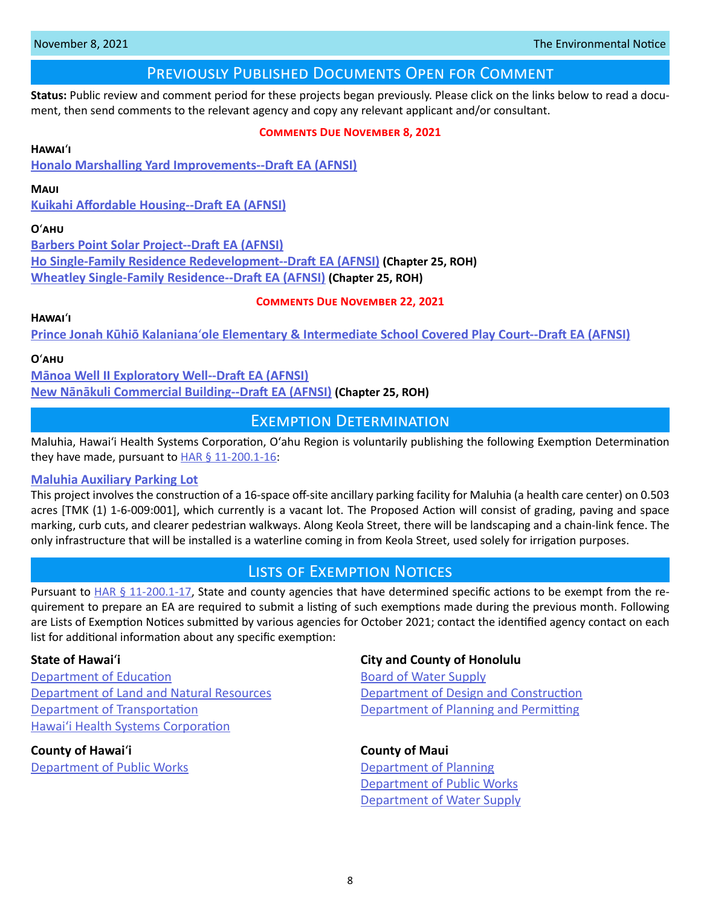## Previously Published Documents Open for Comment

**Status:** Public review and comment period for these projects began previously. Please click on the links below to read a document, then send comments to the relevant agency and copy any relevant applicant and/or consultant.

### Comments Due November 8, 2021

**Hawaiʻi**

**Honalo Marshalling Yard Improvements--Draft EA (AFNSI)**

**Maui**

**Kuikahi Affordable Housing--Draft EA (AFNSI)**

**Oʻahu**

**Barbers Point Solar Project--Draft EA (AFNSI)**
**Ho Single-Family Residence Redevelopment--Draft EA (AFNSI) (Chapter 25, ROH)**
**Wheatley Single-Family Residence--Draft EA (AFNSI) (Chapter 25, ROH)**

### Comments Due November 22, 2021

**Hawaiʻi**

**Prince Jonah Kūhiō Kalanianaʻole Elementary & Intermediate School Covered Play Court--Draft EA (AFNSI)**

**Oʻahu**

**Mānoa Well II Exploratory Well--Draft EA (AFNSI)**
**New Nānākuli Commercial Building--Draft EA (AFNSI) (Chapter 25, ROH)**

## Exemption Determination

Maluhia, Hawaiʻi Health Systems Corporation, Oʻahu Region is voluntarily publishing the following Exemption Determination they have made, pursuant to HAR § 11-200.1-16:

**Maluhia Auxiliary Parking Lot**

This project involves the construction of a 16-space off-site ancillary parking facility for Maluhia (a health care center) on 0.503 acres [TMK (1) 1-6-009:001], which currently is a vacant lot. The Proposed Action will consist of grading, paving and space marking, curb cuts, and clearer pedestrian walkways. Along Keola Street, there will be landscaping and a chain-link fence. The only infrastructure that will be installed is a waterline coming in from Keola Street, used solely for irrigation purposes.

## Lists of Exemption Notices

Pursuant to HAR § 11-200.1-17, State and county agencies that have determined specific actions to be exempt from the requirement to prepare an EA are required to submit a listing of such exemptions made during the previous month. Following are Lists of Exemption Notices submitted by various agencies for October 2021; contact the identified agency contact on each list for additional information about any specific exemption:

**State of Hawaiʻi**

Department of Education
Department of Land and Natural Resources
Department of Transportation
Hawaiʻi Health Systems Corporation

**County of Hawaiʻi**

Department of Public Works

**City and County of Honolulu**

Board of Water Supply
Department of Design and Construction
Department of Planning and Permitting

**County of Maui**

Department of Planning
Department of Public Works
Department of Water Supply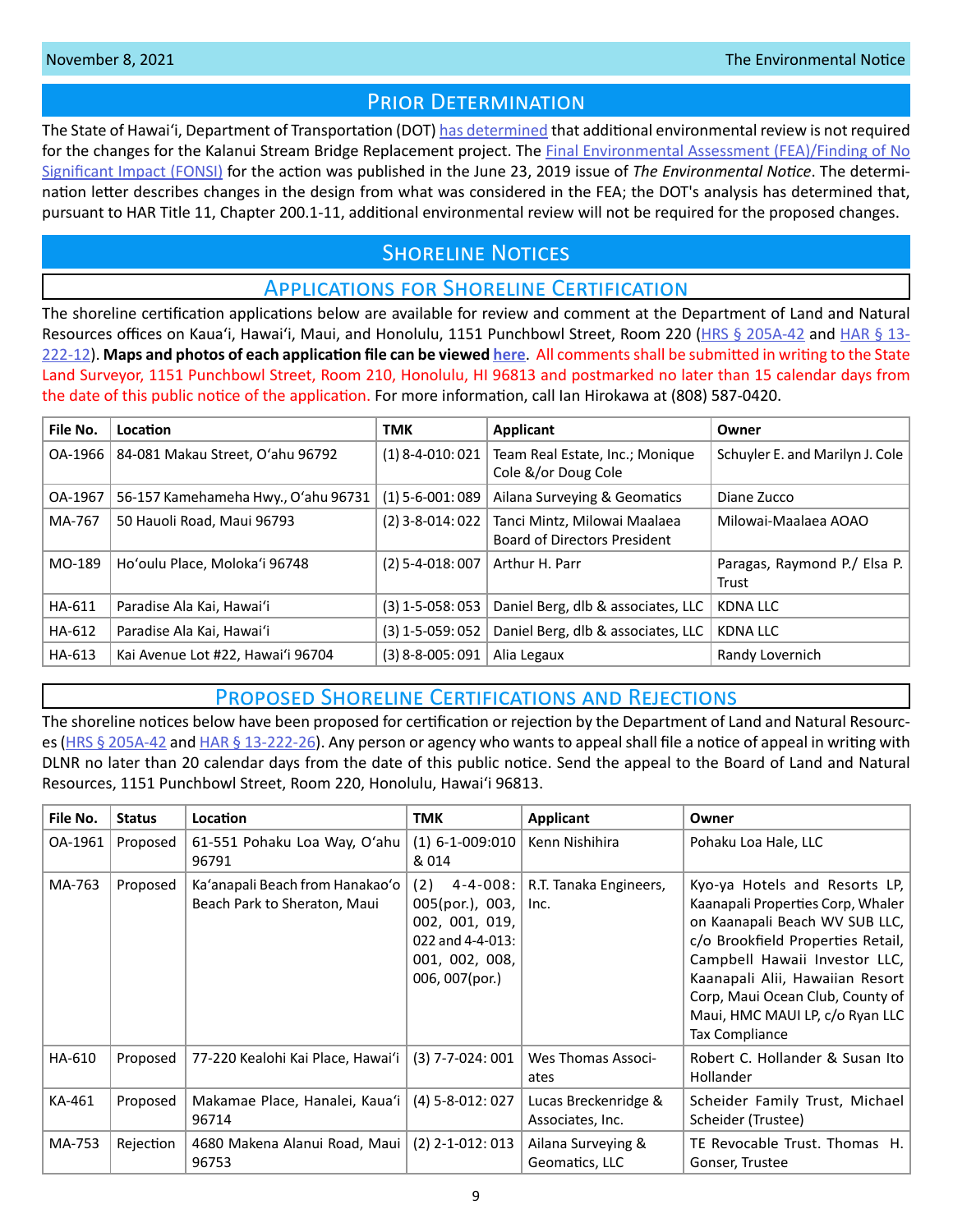## Prior Determination

The State of Hawaiʻi, Department of Transportation (DOT) has determined that additional environmental review is not required for the changes for the Kalanui Stream Bridge Replacement project. The Final Environmental Assessment (FEA)/Finding of No Significant Impact (FONSI) for the action was published in the June 23, 2019 issue of *The Environmental Notice*. The determination letter describes changes in the design from what was considered in the FEA; the DOT's analysis has determined that, pursuant to HAR Title 11, Chapter 200.1-11, additional environmental review will not be required for the proposed changes.

## Shoreline Notices

### Applications for Shoreline Certification

The shoreline certification applications below are available for review and comment at the Department of Land and Natural Resources offices on Kauaʻi, Hawaiʻi, Maui, and Honolulu, 1151 Punchbowl Street, Room 220 (HRS § 205A-42 and HAR § 13-222-12). **Maps and photos of each application file can be viewed here.** All comments shall be submitted in writing to the State Land Surveyor, 1151 Punchbowl Street, Room 210, Honolulu, HI 96813 and postmarked no later than 15 calendar days from the date of this public notice of the application. For more information, call Ian Hirokawa at (808) 587-0420.

| File No. | Location | TMK | Applicant | Owner |
|---|---|---|---|---|
| OA-1966 | 84-081 Makau Street, Oʻahu 96792 | (1) 8-4-010: 021 | Team Real Estate, Inc.; Monique Cole &/or Doug Cole | Schuyler E. and Marilyn J. Cole |
| OA-1967 | 56-157 Kamehameha Hwy., Oʻahu 96731 | (1) 5-6-001: 089 | Ailana Surveying & Geomatics | Diane Zucco |
| MA-767 | 50 Hauoli Road, Maui 96793 | (2) 3-8-014: 022 | Tanci Mintz, Milowai Maalaea Board of Directors President | Milowai-Maalaea AOAO |
| MO-189 | Hoʻoulu Place, Molokaʻi 96748 | (2) 5-4-018: 007 | Arthur H. Parr | Paragas, Raymond P./ Elsa P. Trust |
| HA-611 | Paradise Ala Kai, Hawaiʻi | (3) 1-5-058: 053 | Daniel Berg, dlb & associates, LLC | KDNA LLC |
| HA-612 | Paradise Ala Kai, Hawaiʻi | (3) 1-5-059: 052 | Daniel Berg, dlb & associates, LLC | KDNA LLC |
| HA-613 | Kai Avenue Lot #22, Hawaiʻi 96704 | (3) 8-8-005: 091 | Alia Legaux | Randy Lovernich |

### Proposed Shoreline Certifications and Rejections

The shoreline notices below have been proposed for certification or rejection by the Department of Land and Natural Resources (HRS § 205A-42 and HAR § 13-222-26). Any person or agency who wants to appeal shall file a notice of appeal in writing with DLNR no later than 20 calendar days from the date of this public notice. Send the appeal to the Board of Land and Natural Resources, 1151 Punchbowl Street, Room 220, Honolulu, Hawaiʻi 96813.

| File No. | Status | Location | TMK | Applicant | Owner |
|---|---|---|---|---|---|
| OA-1961 | Proposed | 61-551 Pohaku Loa Way, Oʻahu 96791 | (1) 6-1-009:010 & 014 | Kenn Nishihira | Pohaku Loa Hale, LLC |
| MA-763 | Proposed | Kaʻanapali Beach from Hanakaoʻo Beach Park to Sheraton, Maui | (2) 4-4-008: 005(por.), 003, 002, 001, 019, 022 and 4-4-013: 001, 002, 008, 006, 007(por.) | R.T. Tanaka Engineers, Inc. | Kyo-ya Hotels and Resorts LP, Kaanapali Properties Corp, Whaler on Kaanapali Beach WV SUB LLC, c/o Brookfield Properties Retail, Campbell Hawaii Investor LLC, Kaanapali Alii, Hawaiian Resort Corp, Maui Ocean Club, County of Maui, HMC MAUI LP, c/o Ryan LLC Tax Compliance |
| HA-610 | Proposed | 77-220 Kealohi Kai Place, Hawaiʻi | (3) 7-7-024: 001 | Wes Thomas Associates | Robert C. Hollander & Susan Ito Hollander |
| KA-461 | Proposed | Makamae Place, Hanalei, Kauaʻi 96714 | (4) 5-8-012: 027 | Lucas Breckenridge & Associates, Inc. | Scheider Family Trust, Michael Scheider (Trustee) |
| MA-753 | Rejection | 4680 Makena Alanui Road, Maui 96753 | (2) 2-1-012: 013 | Ailana Surveying & Geomatics, LLC | TE Revocable Trust. Thomas H. Gonser, Trustee |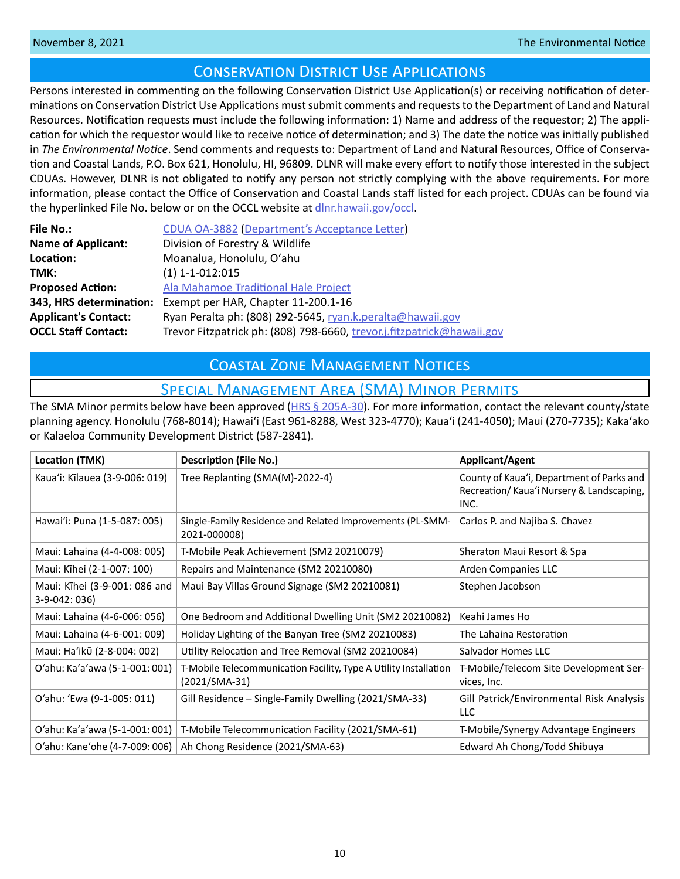# Conservation District Use Applications

Persons interested in commenting on the following Conservation District Use Application(s) or receiving notification of determinations on Conservation District Use Applications must submit comments and requests to the Department of Land and Natural Resources. Notification requests must include the following information: 1) Name and address of the requestor; 2) The application for which the requestor would like to receive notice of determination; and 3) The date the notice was initially published in *The Environmental Notice*. Send comments and requests to: Department of Land and Natural Resources, Office of Conservation and Coastal Lands, P.O. Box 621, Honolulu, HI, 96809. DLNR will make every effort to notify those interested in the subject CDUAs. However, DLNR is not obligated to notify any person not strictly complying with the above requirements. For more information, please contact the Office of Conservation and Coastal Lands staff listed for each project. CDUAs can be found via the hyperlinked File No. below or on the OCCL website at dlnr.hawaii.gov/occl.

**File No.:** CDUA OA-3882 (Department's Acceptance Letter)
**Name of Applicant:** Division of Forestry & Wildlife
**Location:** Moanalua, Honolulu, Oʻahu
**TMK:** (1) 1-1-012:015
**Proposed Action:** Ala Mahamoe Traditional Hale Project
**343, HRS determination:** Exempt per HAR, Chapter 11-200.1-16
**Applicant's Contact:** Ryan Peralta ph: (808) 292-5645, ryan.k.peralta@hawaii.gov
**OCCL Staff Contact:** Trevor Fitzpatrick ph: (808) 798-6660, trevor.j.fitzpatrick@hawaii.gov

# Coastal Zone Management Notices

## Special Management Area (SMA) Minor Permits

The SMA Minor permits below have been approved (HRS § 205A-30). For more information, contact the relevant county/state planning agency. Honolulu (768-8014); Hawaiʻi (East 961-8288, West 323-4770); Kauaʻi (241-4050); Maui (270-7735); Kakaʻako or Kalaeloa Community Development District (587-2841).

| Location (TMK) | Description (File No.) | Applicant/Agent |
|---|---|---|
| Kauaʻi: Kīlauea (3-9-006: 019) | Tree Replanting (SMA(M)-2022-4) | County of Kauaʻi, Department of Parks and Recreation/ Kauaʻi Nursery & Landscaping, INC. |
| Hawaiʻi: Puna (1-5-087: 005) | Single-Family Residence and Related Improvements (PL-SMM-2021-000008) | Carlos P. and Najiba S. Chavez |
| Maui: Lahaina (4-4-008: 005) | T-Mobile Peak Achievement (SM2 20210079) | Sheraton Maui Resort & Spa |
| Maui: Kīhei (2-1-007: 100) | Repairs and Maintenance (SM2 20210080) | Arden Companies LLC |
| Maui: Kīhei (3-9-001: 086 and 3-9-042: 036) | Maui Bay Villas Ground Signage (SM2 20210081) | Stephen Jacobson |
| Maui: Lahaina (4-6-006: 056) | One Bedroom and Additional Dwelling Unit (SM2 20210082) | Keahi James Ho |
| Maui: Lahaina (4-6-001: 009) | Holiday Lighting of the Banyan Tree (SM2 20210083) | The Lahaina Restoration |
| Maui: Haʻikū (2-8-004: 002) | Utility Relocation and Tree Removal (SM2 20210084) | Salvador Homes LLC |
| Oʻahu: Kaʻaʻawa (5-1-001: 001) | T-Mobile Telecommunication Facility, Type A Utility Installation (2021/SMA-31) | T-Mobile/Telecom Site Development Services, Inc. |
| Oʻahu: ʻEwa (9-1-005: 011) | Gill Residence – Single-Family Dwelling (2021/SMA-33) | Gill Patrick/Environmental Risk Analysis LLC |
| Oʻahu: Kaʻaʻawa (5-1-001: 001) | T-Mobile Telecommunication Facility (2021/SMA-61) | T-Mobile/Synergy Advantage Engineers |
| Oʻahu: Kaneʻohe (4-7-009: 006) | Ah Chong Residence (2021/SMA-63) | Edward Ah Chong/Todd Shibuya |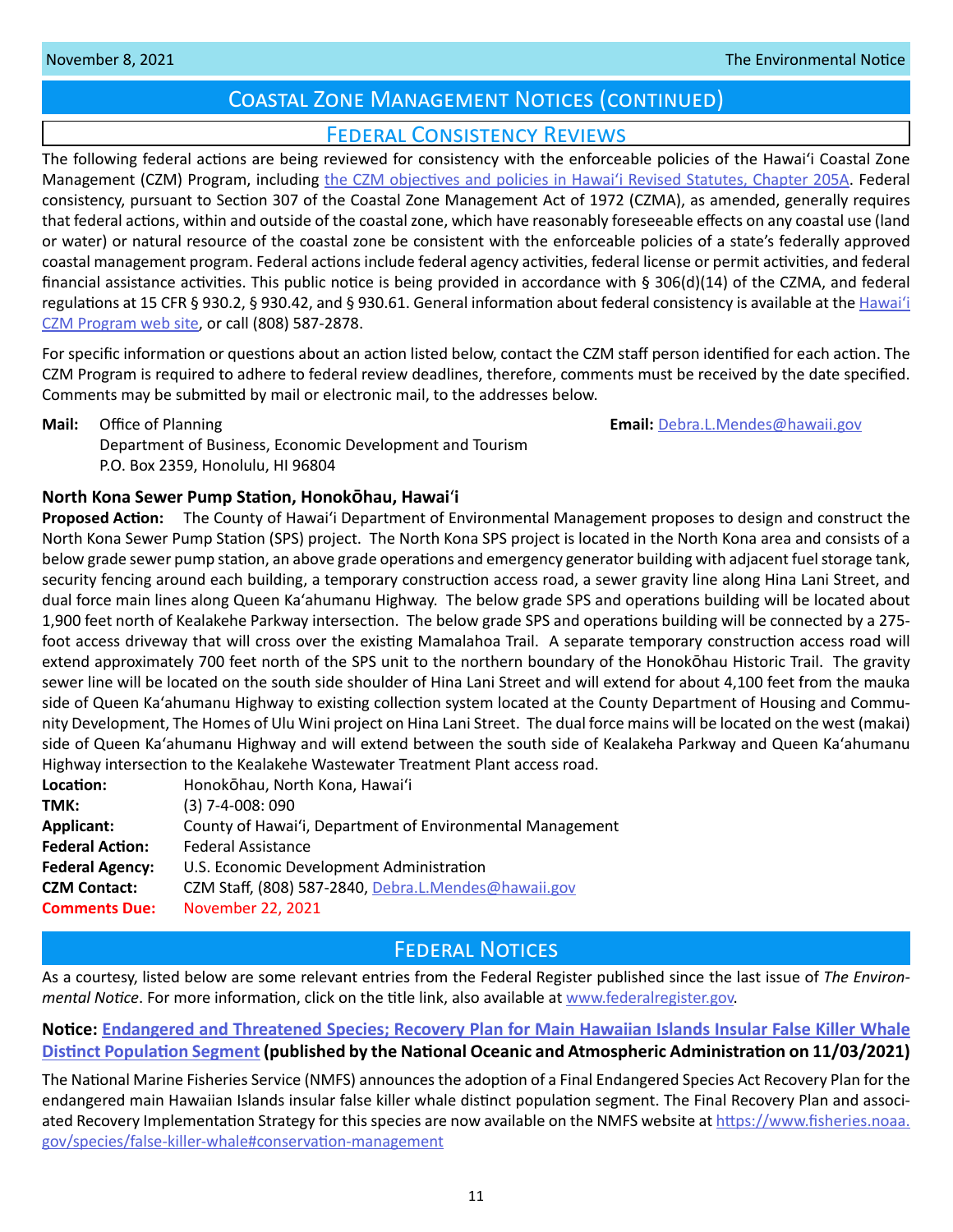## Coastal Zone Management Notices (continued)

### Federal Consistency Reviews

The following federal actions are being reviewed for consistency with the enforceable policies of the Hawaiʻi Coastal Zone Management (CZM) Program, including the CZM objectives and policies in Hawaiʻi Revised Statutes, Chapter 205A. Federal consistency, pursuant to Section 307 of the Coastal Zone Management Act of 1972 (CZMA), as amended, generally requires that federal actions, within and outside of the coastal zone, which have reasonably foreseeable effects on any coastal use (land or water) or natural resource of the coastal zone be consistent with the enforceable policies of a state's federally approved coastal management program. Federal actions include federal agency activities, federal license or permit activities, and federal financial assistance activities. This public notice is being provided in accordance with § 306(d)(14) of the CZMA, and federal regulations at 15 CFR § 930.2, § 930.42, and § 930.61. General information about federal consistency is available at the Hawaiʻi CZM Program web site, or call (808) 587-2878.

For specific information or questions about an action listed below, contact the CZM staff person identified for each action. The CZM Program is required to adhere to federal review deadlines, therefore, comments must be received by the date specified. Comments may be submitted by mail or electronic mail, to the addresses below.

**Mail:** Office of Planning
Department of Business, Economic Development and Tourism
P.O. Box 2359, Honolulu, HI 96804

**Email:** Debra.L.Mendes@hawaii.gov

#### North Kona Sewer Pump Station, Honokōhau, Hawaiʻi

**Proposed Action:** The County of Hawaiʻi Department of Environmental Management proposes to design and construct the North Kona Sewer Pump Station (SPS) project. The North Kona SPS project is located in the North Kona area and consists of a below grade sewer pump station, an above grade operations and emergency generator building with adjacent fuel storage tank, security fencing around each building, a temporary construction access road, a sewer gravity line along Hina Lani Street, and dual force main lines along Queen Kaʻahumanu Highway. The below grade SPS and operations building will be located about 1,900 feet north of Kealakehe Parkway intersection. The below grade SPS and operations building will be connected by a 275-foot access driveway that will cross over the existing Mamalahoa Trail. A separate temporary construction access road will extend approximately 700 feet north of the SPS unit to the northern boundary of the Honokōhau Historic Trail. The gravity sewer line will be located on the south side shoulder of Hina Lani Street and will extend for about 4,100 feet from the mauka side of Queen Kaʻahumanu Highway to existing collection system located at the County Department of Housing and Community Development, The Homes of Ulu Wini project on Hina Lani Street. The dual force mains will be located on the west (makai) side of Queen Kaʻahumanu Highway and will extend between the south side of Kealakeha Parkway and Queen Kaʻahumanu Highway intersection to the Kealakehe Wastewater Treatment Plant access road.

**Location:** Honokōhau, North Kona, Hawaiʻi
**TMK:** (3) 7-4-008: 090
**Applicant:** County of Hawaiʻi, Department of Environmental Management
**Federal Action:** Federal Assistance
**Federal Agency:** U.S. Economic Development Administration
**CZM Contact:** CZM Staff, (808) 587-2840, Debra.L.Mendes@hawaii.gov
**Comments Due:** November 22, 2021

## Federal Notices

As a courtesy, listed below are some relevant entries from the Federal Register published since the last issue of *The Environmental Notice*. For more information, click on the title link, also available at www.federalregister.gov.

**Notice: Endangered and Threatened Species; Recovery Plan for Main Hawaiian Islands Insular False Killer Whale Distinct Population Segment (published by the National Oceanic and Atmospheric Administration on 11/03/2021)**

The National Marine Fisheries Service (NMFS) announces the adoption of a Final Endangered Species Act Recovery Plan for the endangered main Hawaiian Islands insular false killer whale distinct population segment. The Final Recovery Plan and associated Recovery Implementation Strategy for this species are now available on the NMFS website at https://www.fisheries.noaa.gov/species/false-killer-whale#conservation-management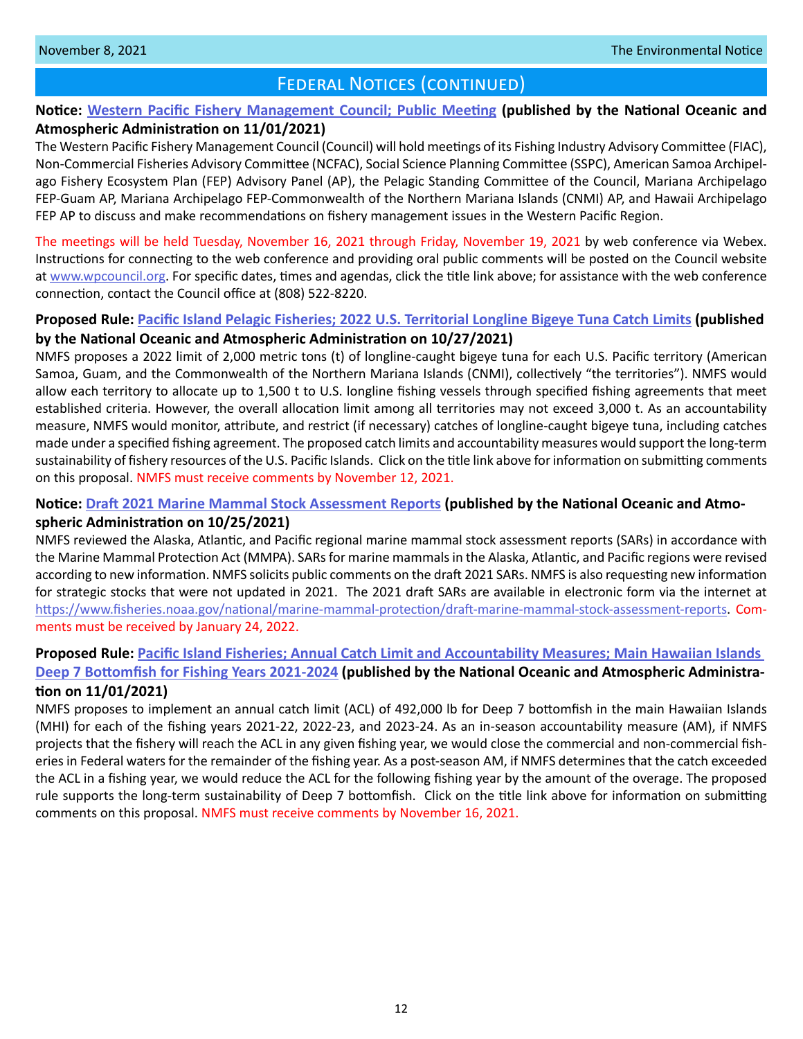## Federal Notices (continued)

**Notice: Western Pacific Fishery Management Council; Public Meeting (published by the National Oceanic and Atmospheric Administration on 11/01/2021)**

The Western Pacific Fishery Management Council (Council) will hold meetings of its Fishing Industry Advisory Committee (FIAC), Non-Commercial Fisheries Advisory Committee (NCFAC), Social Science Planning Committee (SSPC), American Samoa Archipelago Fishery Ecosystem Plan (FEP) Advisory Panel (AP), the Pelagic Standing Committee of the Council, Mariana Archipelago FEP-Guam AP, Mariana Archipelago FEP-Commonwealth of the Northern Mariana Islands (CNMI) AP, and Hawaii Archipelago FEP AP to discuss and make recommendations on fishery management issues in the Western Pacific Region.

The meetings will be held Tuesday, November 16, 2021 through Friday, November 19, 2021 by web conference via Webex. Instructions for connecting to the web conference and providing oral public comments will be posted on the Council website at www.wpcouncil.org. For specific dates, times and agendas, click the title link above; for assistance with the web conference connection, contact the Council office at (808) 522-8220.

**Proposed Rule: Pacific Island Pelagic Fisheries; 2022 U.S. Territorial Longline Bigeye Tuna Catch Limits (published by the National Oceanic and Atmospheric Administration on 10/27/2021)**

NMFS proposes a 2022 limit of 2,000 metric tons (t) of longline-caught bigeye tuna for each U.S. Pacific territory (American Samoa, Guam, and the Commonwealth of the Northern Mariana Islands (CNMI), collectively "the territories"). NMFS would allow each territory to allocate up to 1,500 t to U.S. longline fishing vessels through specified fishing agreements that meet established criteria. However, the overall allocation limit among all territories may not exceed 3,000 t. As an accountability measure, NMFS would monitor, attribute, and restrict (if necessary) catches of longline-caught bigeye tuna, including catches made under a specified fishing agreement. The proposed catch limits and accountability measures would support the long-term sustainability of fishery resources of the U.S. Pacific Islands. Click on the title link above for information on submitting comments on this proposal. NMFS must receive comments by November 12, 2021.

**Notice: Draft 2021 Marine Mammal Stock Assessment Reports (published by the National Oceanic and Atmospheric Administration on 10/25/2021)**

NMFS reviewed the Alaska, Atlantic, and Pacific regional marine mammal stock assessment reports (SARs) in accordance with the Marine Mammal Protection Act (MMPA). SARs for marine mammals in the Alaska, Atlantic, and Pacific regions were revised according to new information. NMFS solicits public comments on the draft 2021 SARs. NMFS is also requesting new information for strategic stocks that were not updated in 2021. The 2021 draft SARs are available in electronic form via the internet at https://www.fisheries.noaa.gov/national/marine-mammal-protection/draft-marine-mammal-stock-assessment-reports. Comments must be received by January 24, 2022.

**Proposed Rule: Pacific Island Fisheries; Annual Catch Limit and Accountability Measures; Main Hawaiian Islands Deep 7 Bottomfish for Fishing Years 2021-2024 (published by the National Oceanic and Atmospheric Administration on 11/01/2021)**

NMFS proposes to implement an annual catch limit (ACL) of 492,000 lb for Deep 7 bottomfish in the main Hawaiian Islands (MHI) for each of the fishing years 2021-22, 2022-23, and 2023-24. As an in-season accountability measure (AM), if NMFS projects that the fishery will reach the ACL in any given fishing year, we would close the commercial and non-commercial fisheries in Federal waters for the remainder of the fishing year. As a post-season AM, if NMFS determines that the catch exceeded the ACL in a fishing year, we would reduce the ACL for the following fishing year by the amount of the overage. The proposed rule supports the long-term sustainability of Deep 7 bottomfish. Click on the title link above for information on submitting comments on this proposal. NMFS must receive comments by November 16, 2021.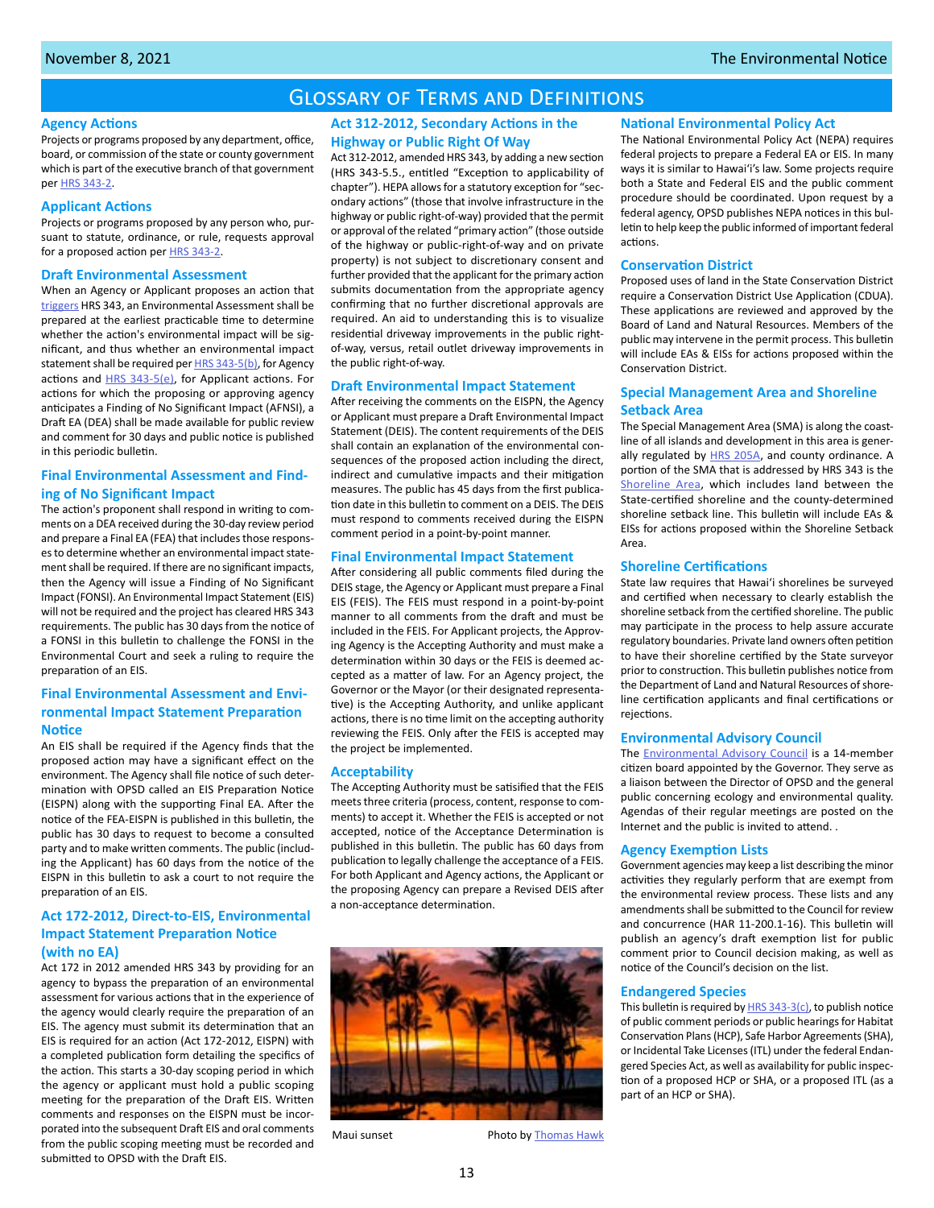# Glossary of Terms and Definitions

## Agency Actions

Projects or programs proposed by any department, office, board, or commission of the state or county government which is part of the executive branch of that government per HRS 343-2.

## Applicant Actions

Projects or programs proposed by any person who, pursuant to statute, ordinance, or rule, requests approval for a proposed action per HRS 343-2.

## Draft Environmental Assessment

When an Agency or Applicant proposes an action that triggers HRS 343, an Environmental Assessment shall be prepared at the earliest practicable time to determine whether the action's environmental impact will be significant, and thus whether an environmental impact statement shall be required per HRS 343-5(b), for Agency actions and HRS 343-5(e), for Applicant actions. For actions for which the proposing or approving agency anticipates a Finding of No Significant Impact (AFNSI), a Draft EA (DEA) shall be made available for public review and comment for 30 days and public notice is published in this periodic bulletin.

## Final Environmental Assessment and Finding of No Significant Impact

The action's proponent shall respond in writing to comments on a DEA received during the 30-day review period and prepare a Final EA (FEA) that includes those responses to determine whether an environmental impact statement shall be required. If there are no significant impacts, then the Agency will issue a Finding of No Significant Impact (FONSI). An Environmental Impact Statement (EIS) will not be required and the project has cleared HRS 343 requirements. The public has 30 days from the notice of a FONSI in this bulletin to challenge the FONSI in the Environmental Court and seek a ruling to require the preparation of an EIS.

## Final Environmental Assessment and Environmental Impact Statement Preparation Notice

An EIS shall be required if the Agency finds that the proposed action may have a significant effect on the environment. The Agency shall file notice of such determination with OPSD called an EIS Preparation Notice (EISPN) along with the supporting Final EA. After the notice of the FEA-EISPN is published in this bulletin, the public has 30 days to request to become a consulted party and to make written comments. The public (including the Applicant) has 60 days from the notice of the EISPN in this bulletin to ask a court to not require the preparation of an EIS.

## Act 172-2012, Direct-to-EIS, Environmental Impact Statement Preparation Notice (with no EA)

Act 172 in 2012 amended HRS 343 by providing for an agency to bypass the preparation of an environmental assessment for various actions that in the experience of the agency would clearly require the preparation of an EIS. The agency must submit its determination that an EIS is required for an action (Act 172-2012, EISPN) with a completed publication form detailing the specifics of the action. This starts a 30-day scoping period in which the agency or applicant must hold a public scoping meeting for the preparation of the Draft EIS. Written comments and responses on the EISPN must be incorporated into the subsequent Draft EIS and oral comments from the public scoping meeting must be recorded and submitted to OPSD with the Draft EIS.

## Act 312-2012, Secondary Actions in the Highway or Public Right Of Way

Act 312-2012, amended HRS 343, by adding a new section (HRS 343-5.5., entitled "Exception to applicability of chapter"). HEPA allows for a statutory exception for "secondary actions" (those that involve infrastructure in the highway or public right-of-way) provided that the permit or approval of the related "primary action" (those outside of the highway or public-right-of-way and on private property) is not subject to discretionary consent and further provided that the applicant for the primary action submits documentation from the appropriate agency confirming that no further discretional approvals are required. An aid to understanding this is to visualize residential driveway improvements in the public right-of-way, versus, retail outlet driveway improvements in the public right-of-way.

## Draft Environmental Impact Statement

After receiving the comments on the EISPN, the Agency or Applicant must prepare a Draft Environmental Impact Statement (DEIS). The content requirements of the DEIS shall contain an explanation of the environmental consequences of the proposed action including the direct, indirect and cumulative impacts and their mitigation measures. The public has 45 days from the first publication date in this bulletin to comment on a DEIS. The DEIS must respond to comments received during the EISPN comment period in a point-by-point manner.

## Final Environmental Impact Statement

After considering all public comments filed during the DEIS stage, the Agency or Applicant must prepare a Final EIS (FEIS). The FEIS must respond in a point-by-point manner to all comments from the draft and must be included in the FEIS. For Applicant projects, the Approving Agency is the Accepting Authority and must make a determination within 30 days or the FEIS is deemed accepted as a matter of law. For an Agency project, the Governor or the Mayor (or their designated representative) is the Accepting Authority, and unlike applicant actions, there is no time limit on the accepting authority reviewing the FEIS. Only after the FEIS is accepted may the project be implemented.

## Acceptability

The Accepting Authority must be satisified that the FEIS meets three criteria (process, content, response to comments) to accept it. Whether the FEIS is accepted or not accepted, notice of the Acceptance Determination is published in this bulletin. The public has 60 days from publication to legally challenge the acceptance of a FEIS. For both Applicant and Agency actions, the Applicant or the proposing Agency can prepare a Revised DEIS after a non-acceptance determination.

Maui sunset Photo by Thomas Hawk

## National Environmental Policy Act

The National Environmental Policy Act (NEPA) requires federal projects to prepare a Federal EA or EIS. In many ways it is similar to Hawai'i's law. Some projects require both a State and Federal EIS and the public comment procedure should be coordinated. Upon request by a federal agency, OPSD publishes NEPA notices in this bulletin to help keep the public informed of important federal actions.

## Conservation District

Proposed uses of land in the State Conservation District require a Conservation District Use Application (CDUA). These applications are reviewed and approved by the Board of Land and Natural Resources. Members of the public may intervene in the permit process. This bulletin will include EAs & EISs for actions proposed within the Conservation District.

## Special Management Area and Shoreline Setback Area

The Special Management Area (SMA) is along the coastline of all islands and development in this area is generally regulated by HRS 205A, and county ordinance. A portion of the SMA that is addressed by HRS 343 is the Shoreline Area, which includes land between the State-certified shoreline and the county-determined shoreline setback line. This bulletin will include EAs & EISs for actions proposed within the Shoreline Setback Area.

## Shoreline Certifications

State law requires that Hawai'i shorelines be surveyed and certified when necessary to clearly establish the shoreline setback from the certified shoreline. The public may participate in the process to help assure accurate regulatory boundaries. Private land owners often petition to have their shoreline certified by the State surveyor prior to construction. This bulletin publishes notice from the Department of Land and Natural Resources of shoreline certification applicants and final certifications or rejections.

## Environmental Advisory Council

The Environmental Advisory Council is a 14-member citizen board appointed by the Governor. They serve as a liaison between the Director of OPSD and the general public concerning ecology and environmental quality. Agendas of their regular meetings are posted on the Internet and the public is invited to attend. .

## Agency Exemption Lists

Government agencies may keep a list describing the minor activities they regularly perform that are exempt from the environmental review process. These lists and any amendments shall be submitted to the Council for review and concurrence (HAR 11-200.1-16). This bulletin will publish an agency's draft exemption list for public comment prior to Council decision making, as well as notice of the Council's decision on the list.

## Endangered Species

This bulletin is required by HRS 343-3(c), to publish notice of public comment periods or public hearings for Habitat Conservation Plans (HCP), Safe Harbor Agreements (SHA), or Incidental Take Licenses (ITL) under the federal Endangered Species Act, as well as availability for public inspection of a proposed HCP or SHA, or a proposed ITL (as a part of an HCP or SHA).